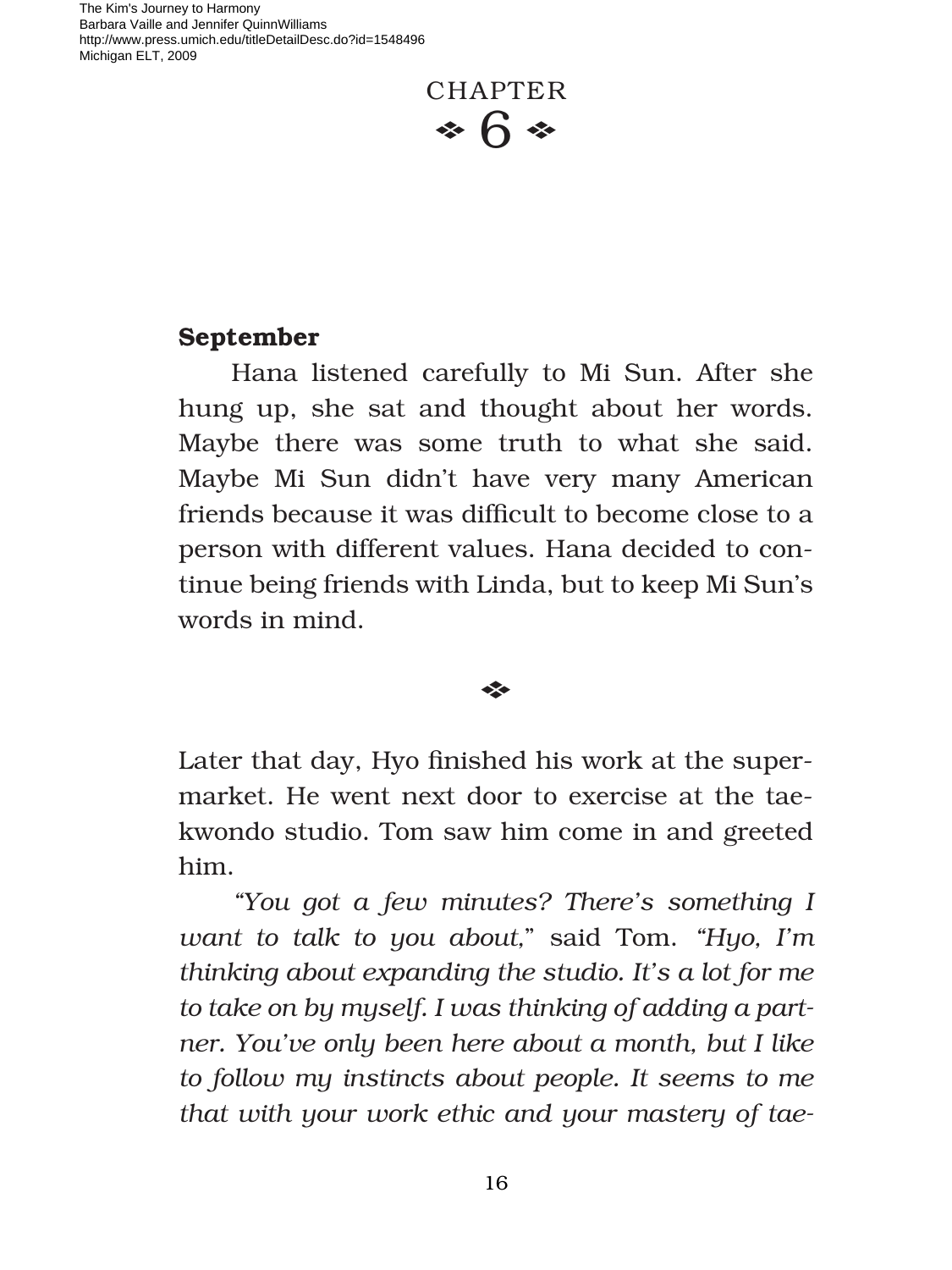# CHAPTER 6

**September**

Hana listened carefully to Mi Sun. After she hung up, she sat and thought about her words. Maybe there was some truth to what she said. Maybe Mi Sun didn't have very many American friends because it was difficult to become close to a person with different values. Hana decided to continue being friends with Linda, but to keep Mi Sun's words in mind.

❖

Later that day, Hyo finished his work at the supermarket. He went next door to exercise at the taekwondo studio. Tom saw him come in and greeted him.

*"You got a few minutes? There's something I want to talk to you about,"* said Tom. *"Hyo, I'm thinking about expanding the studio. It's a lot for me to take on by myself. I was thinking of adding a partner. You've only been here about a month, but I like to follow my instincts about people. It seems to me that with your work ethic and your mastery of tae-*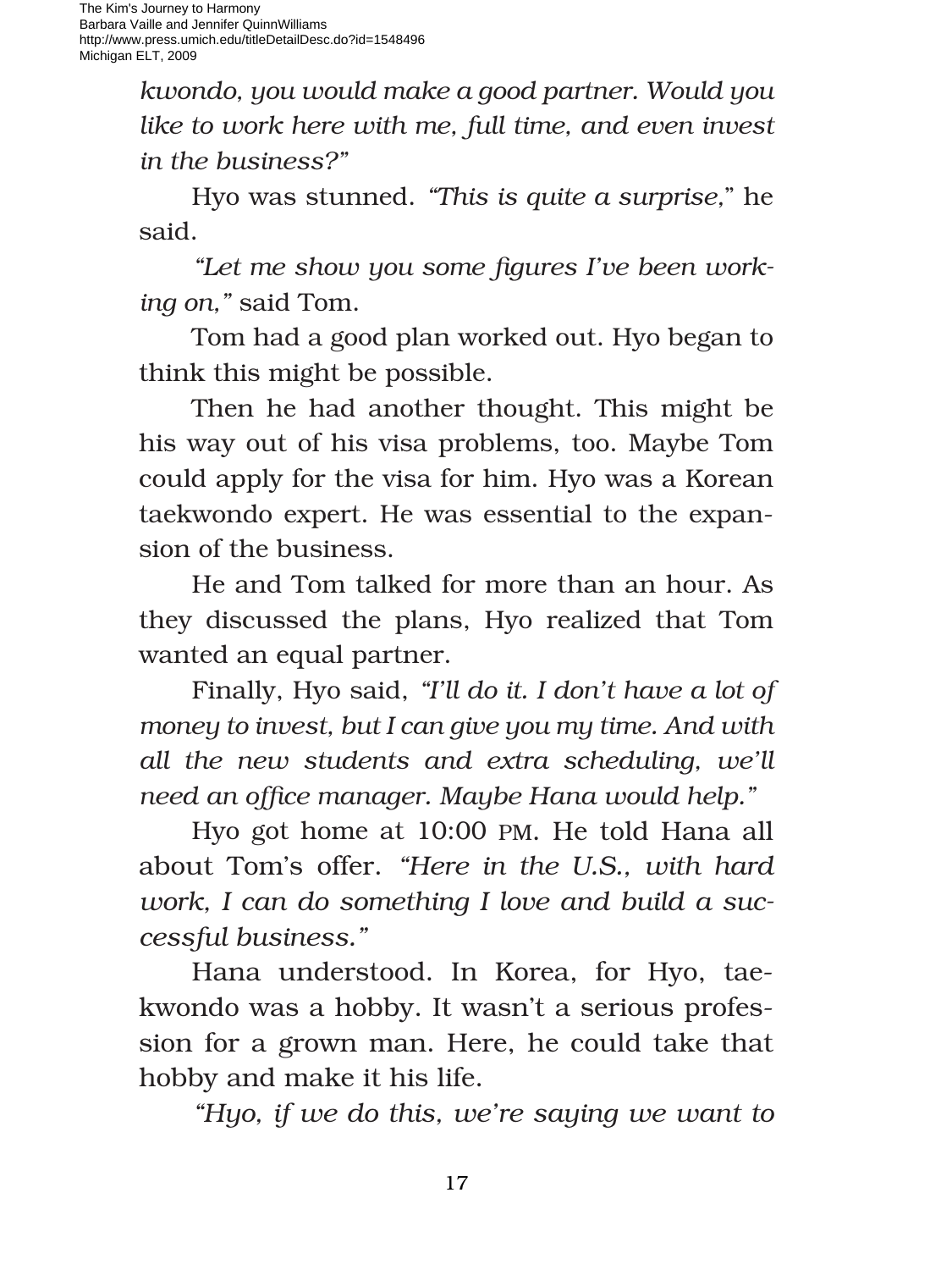*kwondo, you would make a good partner. Would you like to work here with me, full time, and even invest in the business?"*

Hyo was stunned. *"This is quite a surprise,"* he said.

*"Let me show you some figures I've been working on,"* said Tom.

Tom had a good plan worked out. Hyo began to think this might be possible.

Then he had another thought. This might be his way out of his visa problems, too. Maybe Tom could apply for the visa for him. Hyo was a Korean taekwondo expert. He was essential to the expansion of the business.

He and Tom talked for more than an hour. As they discussed the plans, Hyo realized that Tom wanted an equal partner.

Finally, Hyo said, *"I'll do it. I don't have a lot of money to invest, but I can give you my time. And with all the new students and extra scheduling, we'll need an office manager. Maybe Hana would help."*

Hyo got home at 10:00 PM. He told Hana all about Tom's offer. *"Here in the U.S., with hard work, I can do something I love and build a successful business."*

Hana understood. In Korea, for Hyo, taekwondo was a hobby. It wasn't a serious profession for a grown man. Here, he could take that hobby and make it his life.

*"Hyo, if we do this, we're saying we want to*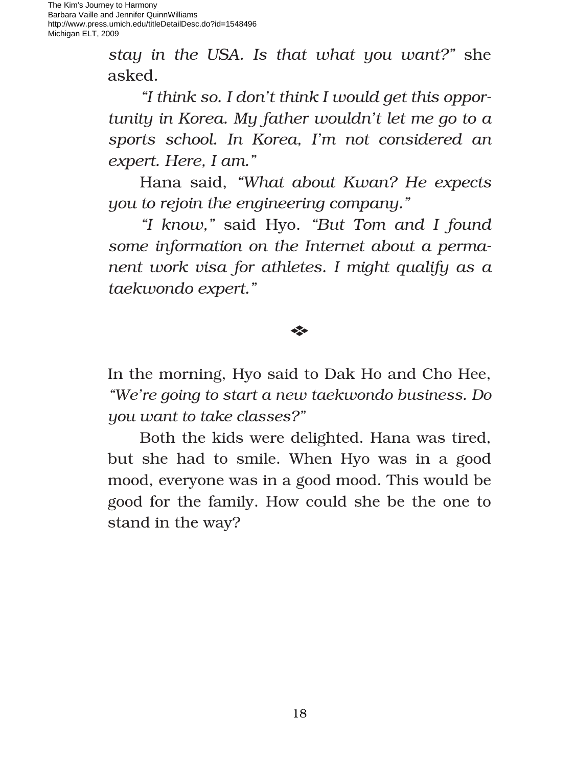*stay in the USA. Is that what you want?"* she asked.

*"I think so. I don't think I would get this opportunity in Korea. My father wouldn't let me go to a sports school. In Korea, I'm not considered an expert. Here, I am."*

Hana said, *"What about Kwan? He expects you to rejoin the engineering company."*

*"I know,"* said Hyo. *"But Tom and I found some information on the Internet about a permanent work visa for athletes. I might qualify as a taekwondo expert."*

❖

In the morning, Hyo said to Dak Ho and Cho Hee, *"We're going to start a new taekwondo business. Do you want to take classes?"*

Both the kids were delighted. Hana was tired, but she had to smile. When Hyo was in a good mood, everyone was in a good mood. This would be good for the family. How could she be the one to stand in the way?